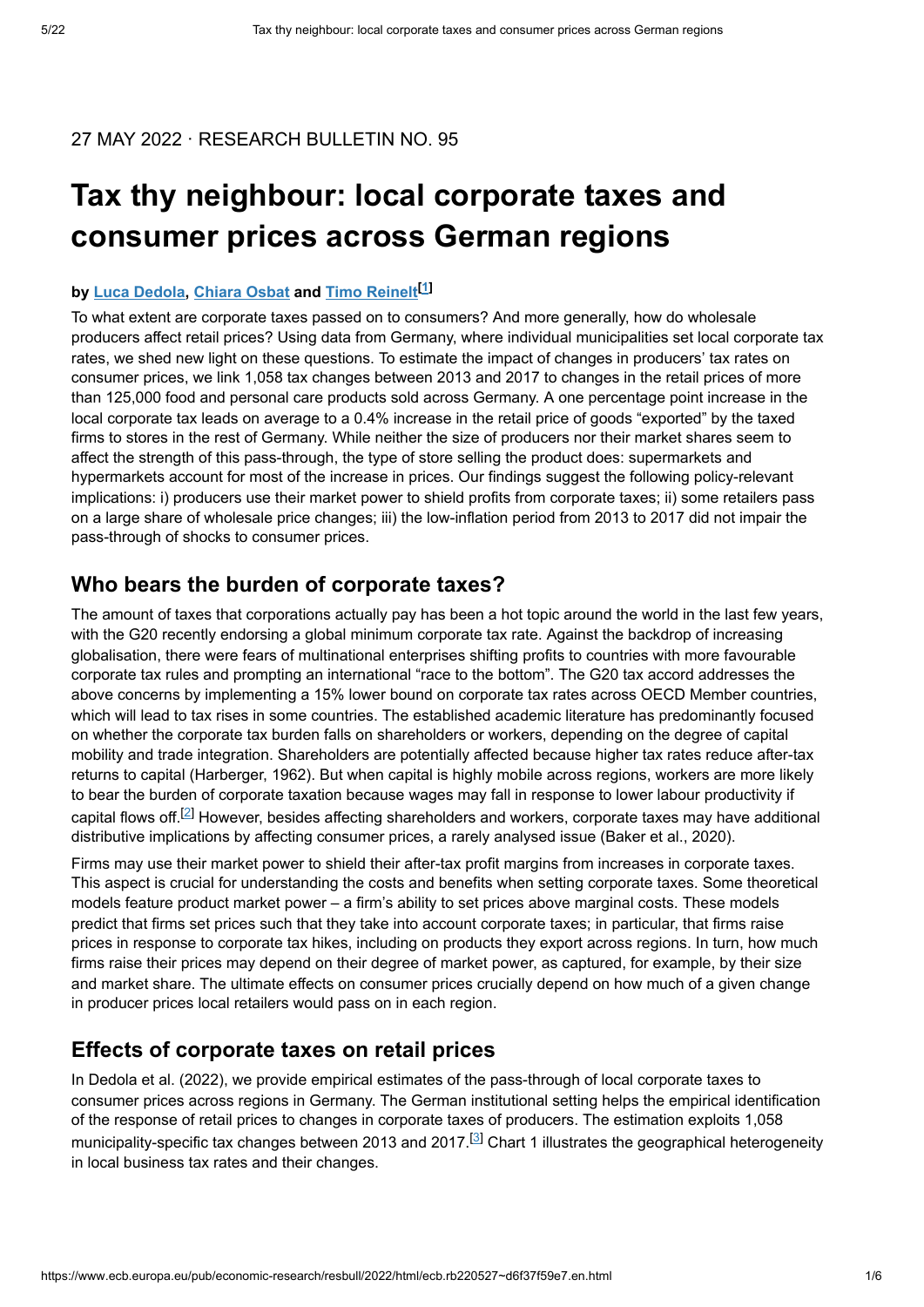27 MAY 2022 · RESEARCH BULLETIN NO. 95

# Tax thy neighbour: local corporate taxes and consumer prices across German regions

**by Luca Dedola, Chiara Osbat and Timo Reinelt[1]**

To what extent are corporate taxes passed on to consumers? And more generally, how do wholesale producers affect retail prices? Using data from Germany, where individual municipalities set local corporate tax rates, we shed new light on these questions. To estimate the impact of changes in producers' tax rates on consumer prices, we link 1,058 tax changes between 2013 and 2017 to changes in the retail prices of more than 125,000 food and personal care products sold across Germany. A one percentage point increase in the local corporate tax leads on average to a 0.4% increase in the retail price of goods "exported" by the taxed firms to stores in the rest of Germany. While neither the size of producers nor their market shares seem to affect the strength of this pass-through, the type of store selling the product does: supermarkets and hypermarkets account for most of the increase in prices. Our findings suggest the following policy-relevant implications: i) producers use their market power to shield profits from corporate taxes; ii) some retailers pass on a large share of wholesale price changes; iii) the low-inflation period from 2013 to 2017 did not impair the pass-through of shocks to consumer prices.

## Who bears the burden of corporate taxes?

The amount of taxes that corporations actually pay has been a hot topic around the world in the last few years, with the G20 recently endorsing a global minimum corporate tax rate. Against the backdrop of increasing globalisation, there were fears of multinational enterprises shifting profits to countries with more favourable corporate tax rules and prompting an international "race to the bottom". The G20 tax accord addresses the above concerns by implementing a 15% lower bound on corporate tax rates across OECD Member countries, which will lead to tax rises in some countries. The established academic literature has predominantly focused on whether the corporate tax burden falls on shareholders or workers, depending on the degree of capital mobility and trade integration. Shareholders are potentially affected because higher tax rates reduce after-tax returns to capital (Harberger, 1962). But when capital is highly mobile across regions, workers are more likely to bear the burden of corporate taxation because wages may fall in response to lower labour productivity if capital flows off.[2] However, besides affecting shareholders and workers, corporate taxes may have additional distributive implications by affecting consumer prices, a rarely analysed issue (Baker et al., 2020).

Firms may use their market power to shield their after-tax profit margins from increases in corporate taxes. This aspect is crucial for understanding the costs and benefits when setting corporate taxes. Some theoretical models feature product market power – a firm's ability to set prices above marginal costs. These models predict that firms set prices such that they take into account corporate taxes; in particular, that firms raise prices in response to corporate tax hikes, including on products they export across regions. In turn, how much firms raise their prices may depend on their degree of market power, as captured, for example, by their size and market share. The ultimate effects on consumer prices crucially depend on how much of a given change in producer prices local retailers would pass on in each region.

## Effects of corporate taxes on retail prices

In Dedola et al. (2022), we provide empirical estimates of the pass-through of local corporate taxes to consumer prices across regions in Germany. The German institutional setting helps the empirical identification of the response of retail prices to changes in corporate taxes of producers. The estimation exploits 1,058 municipality-specific tax changes between 2013 and 2017.[3] Chart 1 illustrates the geographical heterogeneity in local business tax rates and their changes.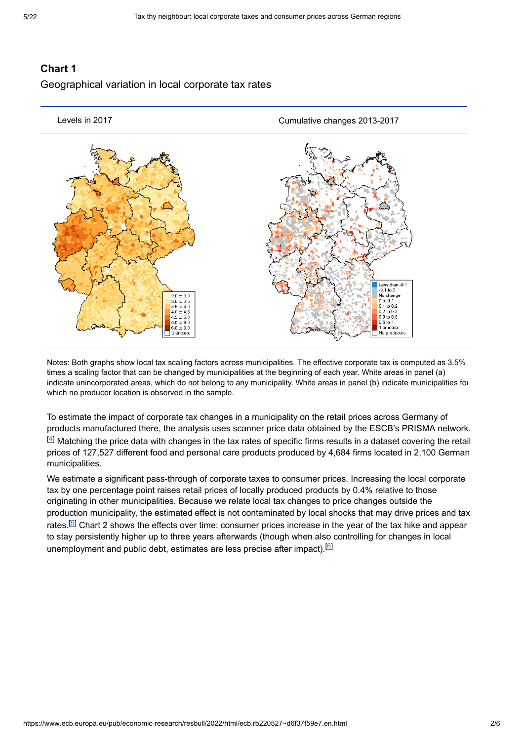**Chart 1**

Geographical variation in local corporate tax rates

Levels in 2017

Cumulative changes 2013-2017

| Levels in 2017 |
|---|
| 2.0 to 3.0 |
| 3.0 to 3.5 |
| 3.5 to 4.0 |
| 4.0 to 4.5 |
| 4.5 to 5.0 |
| 5.0 to 6.0 |
| 6.0 to 9.0 |
| Unincorp. |

| Cumulative changes 2013-2017 |
|---|
| Less than -0.1 |
| -0.1 to 0 |
| No change |
| 0 to 0.1 |
| 0.1 to 0.2 |
| 0.2 to 0.3 |
| 0.3 to 0.5 |
| 0.5 to 1 |
| 1 or more |
| No producers |

Notes: Both graphs show local tax scaling factors across municipalities. The effective corporate tax is computed as 3.5% times a scaling factor that can be changed by municipalities at the beginning of each year. White areas in panel (a) indicate unincorporated areas, which do not belong to any municipality. White areas in panel (b) indicate municipalities for which no producer location is observed in the sample.

To estimate the impact of corporate tax changes in a municipality on the retail prices across Germany of products manufactured there, the analysis uses scanner price data obtained by the ESCB's PRISMA network.[4] Matching the price data with changes in the tax rates of specific firms results in a dataset covering the retail prices of 127,527 different food and personal care products produced by 4,684 firms located in 2,100 German municipalities.

We estimate a significant pass-through of corporate taxes to consumer prices. Increasing the local corporate tax by one percentage point raises retail prices of locally produced products by 0.4% relative to those originating in other municipalities. Because we relate local tax changes to price changes outside the production municipality, the estimated effect is not contaminated by local shocks that may drive prices and tax rates.[5] Chart 2 shows the effects over time: consumer prices increase in the year of the tax hike and appear to stay persistently higher up to three years afterwards (though when also controlling for changes in local unemployment and public debt, estimates are less precise after impact).[6]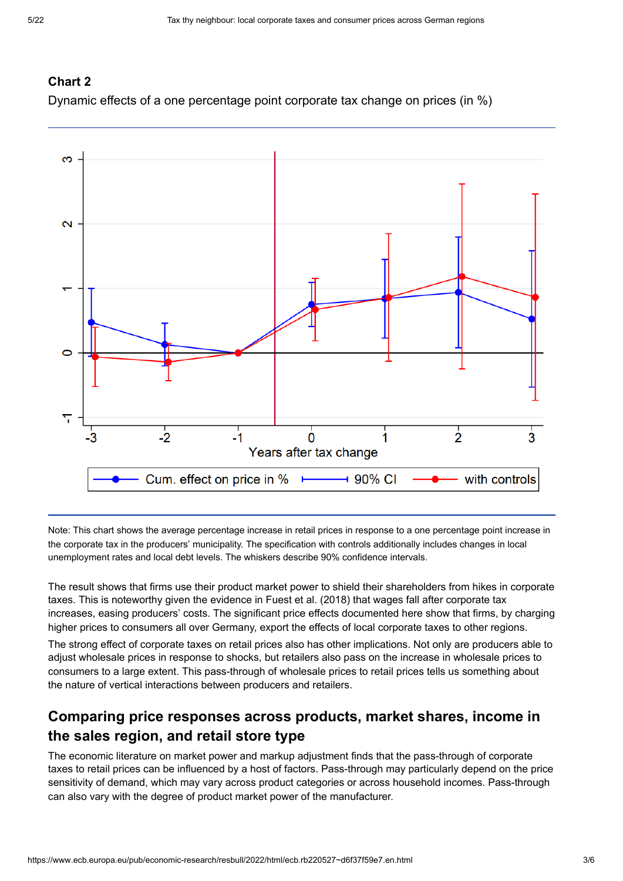**Chart 2**

Dynamic effects of a one percentage point corporate tax change on prices (in %)

3
2
1
0
-1
-3
-2
-1
0
1
2
3
Years after tax change
Cum. effect on price in %
90% CI
with controls

Note: This chart shows the average percentage increase in retail prices in response to a one percentage point increase in the corporate tax in the producers' municipality. The specification with controls additionally includes changes in local unemployment rates and local debt levels. The whiskers describe 90% confidence intervals.

The result shows that firms use their product market power to shield their shareholders from hikes in corporate taxes. This is noteworthy given the evidence in Fuest et al. (2018) that wages fall after corporate tax increases, easing producers' costs. The significant price effects documented here show that firms, by charging higher prices to consumers all over Germany, export the effects of local corporate taxes to other regions.

The strong effect of corporate taxes on retail prices also has other implications. Not only are producers able to adjust wholesale prices in response to shocks, but retailers also pass on the increase in wholesale prices to consumers to a large extent. This pass-through of wholesale prices to retail prices tells us something about the nature of vertical interactions between producers and retailers.

## Comparing price responses across products, market shares, income in the sales region, and retail store type

The economic literature on market power and markup adjustment finds that the pass-through of corporate taxes to retail prices can be influenced by a host of factors. Pass-through may particularly depend on the price sensitivity of demand, which may vary across product categories or across household incomes. Pass-through can also vary with the degree of product market power of the manufacturer.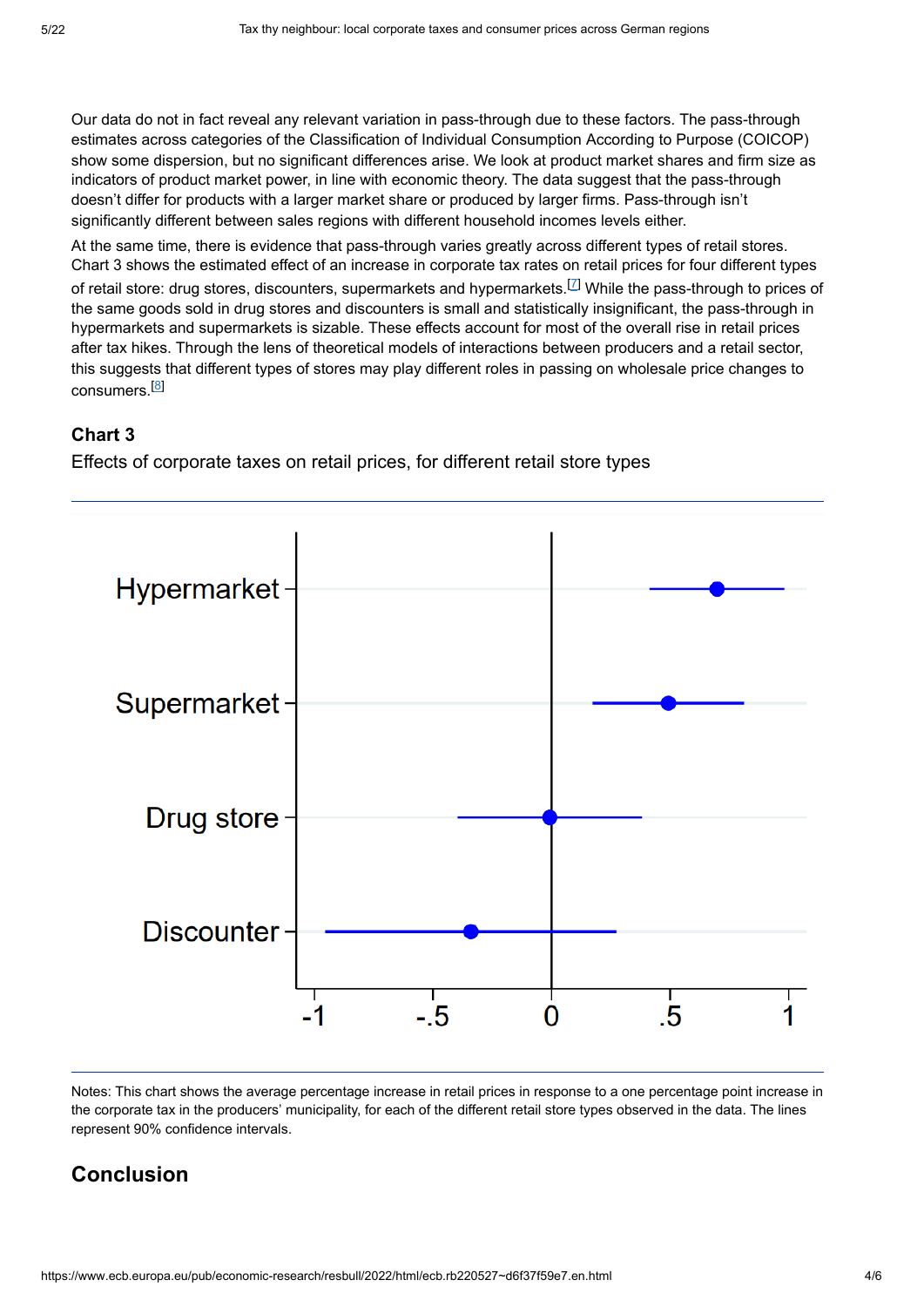Our data do not in fact reveal any relevant variation in pass-through due to these factors. The pass-through estimates across categories of the Classification of Individual Consumption According to Purpose (COICOP) show some dispersion, but no significant differences arise. We look at product market shares and firm size as indicators of product market power, in line with economic theory. The data suggest that the pass-through doesn't differ for products with a larger market share or produced by larger firms. Pass-through isn't significantly different between sales regions with different household incomes levels either.

At the same time, there is evidence that pass-through varies greatly across different types of retail stores. Chart 3 shows the estimated effect of an increase in corporate tax rates on retail prices for four different types of retail store: drug stores, discounters, supermarkets and hypermarkets.[7] While the pass-through to prices of the same goods sold in drug stores and discounters is small and statistically insignificant, the pass-through in hypermarkets and supermarkets is sizable. These effects account for most of the overall rise in retail prices after tax hikes. Through the lens of theoretical models of interactions between producers and a retail sector, this suggests that different types of stores may play different roles in passing on wholesale price changes to consumers.[8]

**Chart 3**

Effects of corporate taxes on retail prices, for different retail store types

Hypermarket
Supermarket
Drug store
Discounter

-1
-.5
0
.5
1

Notes: This chart shows the average percentage increase in retail prices in response to a one percentage point increase in the corporate tax in the producers' municipality, for each of the different retail store types observed in the data. The lines represent 90% confidence intervals.

## Conclusion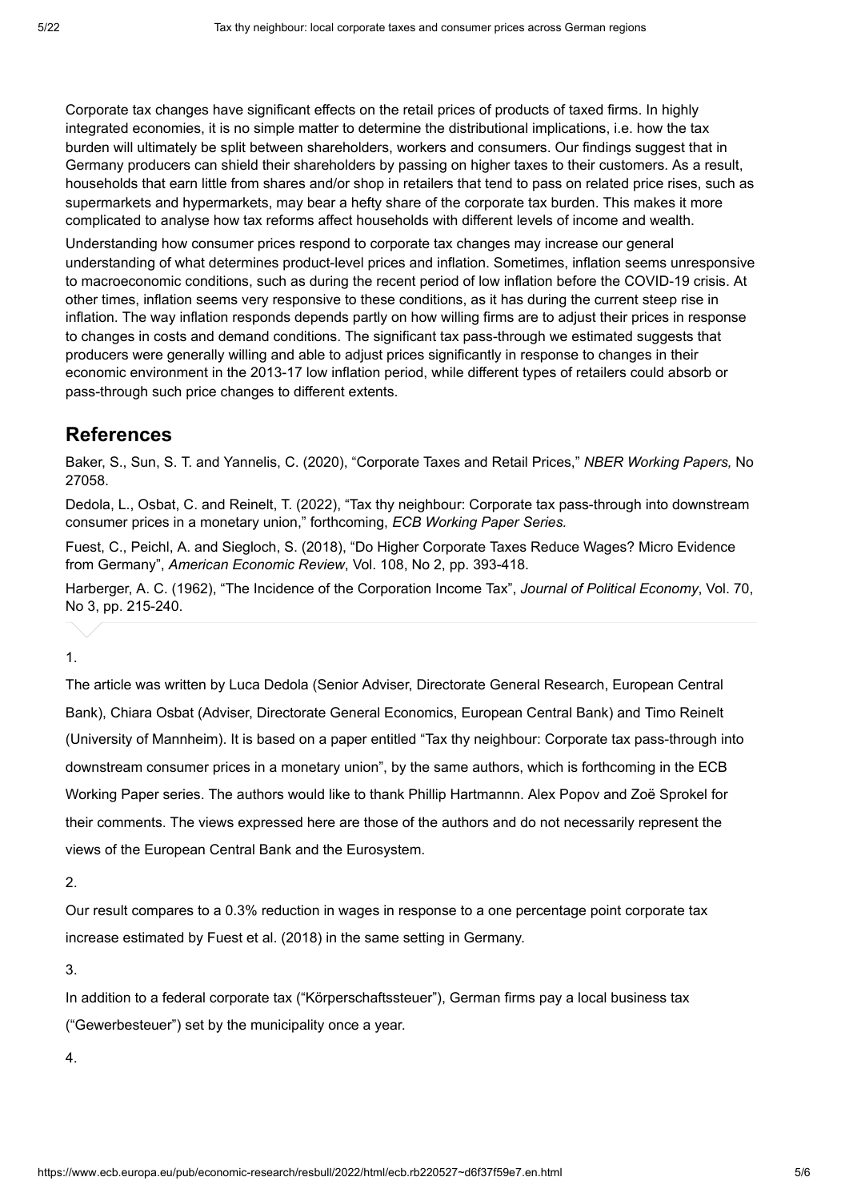Corporate tax changes have significant effects on the retail prices of products of taxed firms. In highly integrated economies, it is no simple matter to determine the distributional implications, i.e. how the tax burden will ultimately be split between shareholders, workers and consumers. Our findings suggest that in Germany producers can shield their shareholders by passing on higher taxes to their customers. As a result, households that earn little from shares and/or shop in retailers that tend to pass on related price rises, such as supermarkets and hypermarkets, may bear a hefty share of the corporate tax burden. This makes it more complicated to analyse how tax reforms affect households with different levels of income and wealth.

Understanding how consumer prices respond to corporate tax changes may increase our general understanding of what determines product-level prices and inflation. Sometimes, inflation seems unresponsive to macroeconomic conditions, such as during the recent period of low inflation before the COVID-19 crisis. At other times, inflation seems very responsive to these conditions, as it has during the current steep rise in inflation. The way inflation responds depends partly on how willing firms are to adjust their prices in response to changes in costs and demand conditions. The significant tax pass-through we estimated suggests that producers were generally willing and able to adjust prices significantly in response to changes in their economic environment in the 2013-17 low inflation period, while different types of retailers could absorb or pass-through such price changes to different extents.

## References

Baker, S., Sun, S. T. and Yannelis, C. (2020), "Corporate Taxes and Retail Prices," *NBER Working Papers,* No 27058.

Dedola, L., Osbat, C. and Reinelt, T. (2022), "Tax thy neighbour: Corporate tax pass-through into downstream consumer prices in a monetary union," forthcoming, *ECB Working Paper Series.*

Fuest, C., Peichl, A. and Siegloch, S. (2018), "Do Higher Corporate Taxes Reduce Wages? Micro Evidence from Germany", *American Economic Review*, Vol. 108, No 2, pp. 393-418.

Harberger, A. C. (1962), "The Incidence of the Corporation Income Tax", *Journal of Political Economy*, Vol. 70, No 3, pp. 215-240.

1.

The article was written by Luca Dedola (Senior Adviser, Directorate General Research, European Central Bank), Chiara Osbat (Adviser, Directorate General Economics, European Central Bank) and Timo Reinelt (University of Mannheim). It is based on a paper entitled "Tax thy neighbour: Corporate tax pass-through into downstream consumer prices in a monetary union", by the same authors, which is forthcoming in the ECB Working Paper series. The authors would like to thank Phillip Hartmannn. Alex Popov and Zoë Sprokel for their comments. The views expressed here are those of the authors and do not necessarily represent the views of the European Central Bank and the Eurosystem.

2.

Our result compares to a 0.3% reduction in wages in response to a one percentage point corporate tax increase estimated by Fuest et al. (2018) in the same setting in Germany.

3.

In addition to a federal corporate tax ("Körperschaftssteuer"), German firms pay a local business tax ("Gewerbesteuer") set by the municipality once a year.

4.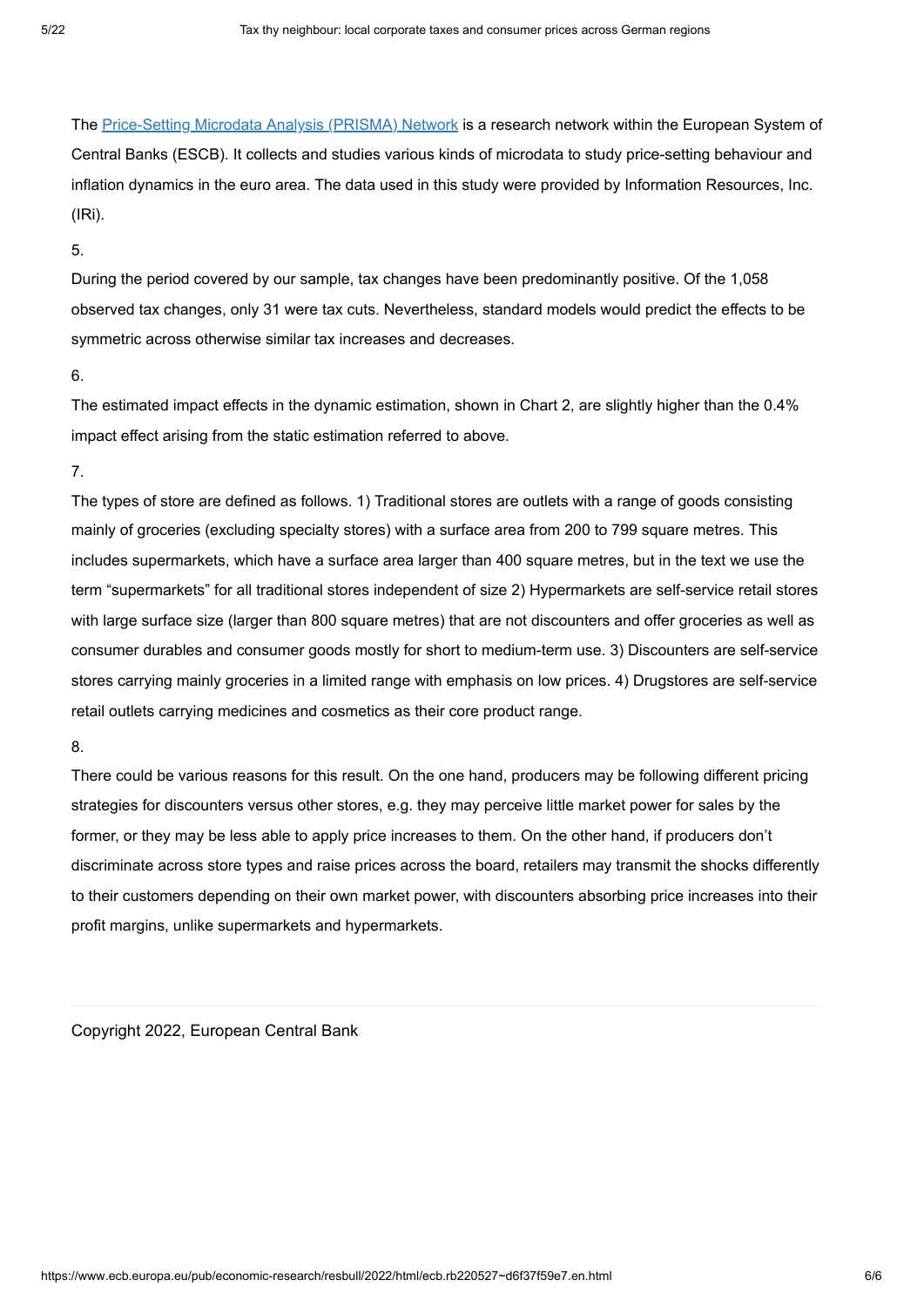The [Price-Setting Microdata Analysis (PRISMA) Network](#) is a research network within the European System of Central Banks (ESCB). It collects and studies various kinds of microdata to study price-setting behaviour and inflation dynamics in the euro area. The data used in this study were provided by Information Resources, Inc. (IRi).

5.

During the period covered by our sample, tax changes have been predominantly positive. Of the 1,058 observed tax changes, only 31 were tax cuts. Nevertheless, standard models would predict the effects to be symmetric across otherwise similar tax increases and decreases.

6.

The estimated impact effects in the dynamic estimation, shown in Chart 2, are slightly higher than the 0.4% impact effect arising from the static estimation referred to above.

7.

The types of store are defined as follows. 1) Traditional stores are outlets with a range of goods consisting mainly of groceries (excluding specialty stores) with a surface area from 200 to 799 square metres. This includes supermarkets, which have a surface area larger than 400 square metres, but in the text we use the term "supermarkets" for all traditional stores independent of size 2) Hypermarkets are self-service retail stores with large surface size (larger than 800 square metres) that are not discounters and offer groceries as well as consumer durables and consumer goods mostly for short to medium-term use. 3) Discounters are self-service stores carrying mainly groceries in a limited range with emphasis on low prices. 4) Drugstores are self-service retail outlets carrying medicines and cosmetics as their core product range.

8.

There could be various reasons for this result. On the one hand, producers may be following different pricing strategies for discounters versus other stores, e.g. they may perceive little market power for sales by the former, or they may be less able to apply price increases to them. On the other hand, if producers don't discriminate across store types and raise prices across the board, retailers may transmit the shocks differently to their customers depending on their own market power, with discounters absorbing price increases into their profit margins, unlike supermarkets and hypermarkets.

Copyright 2022, European Central Bank